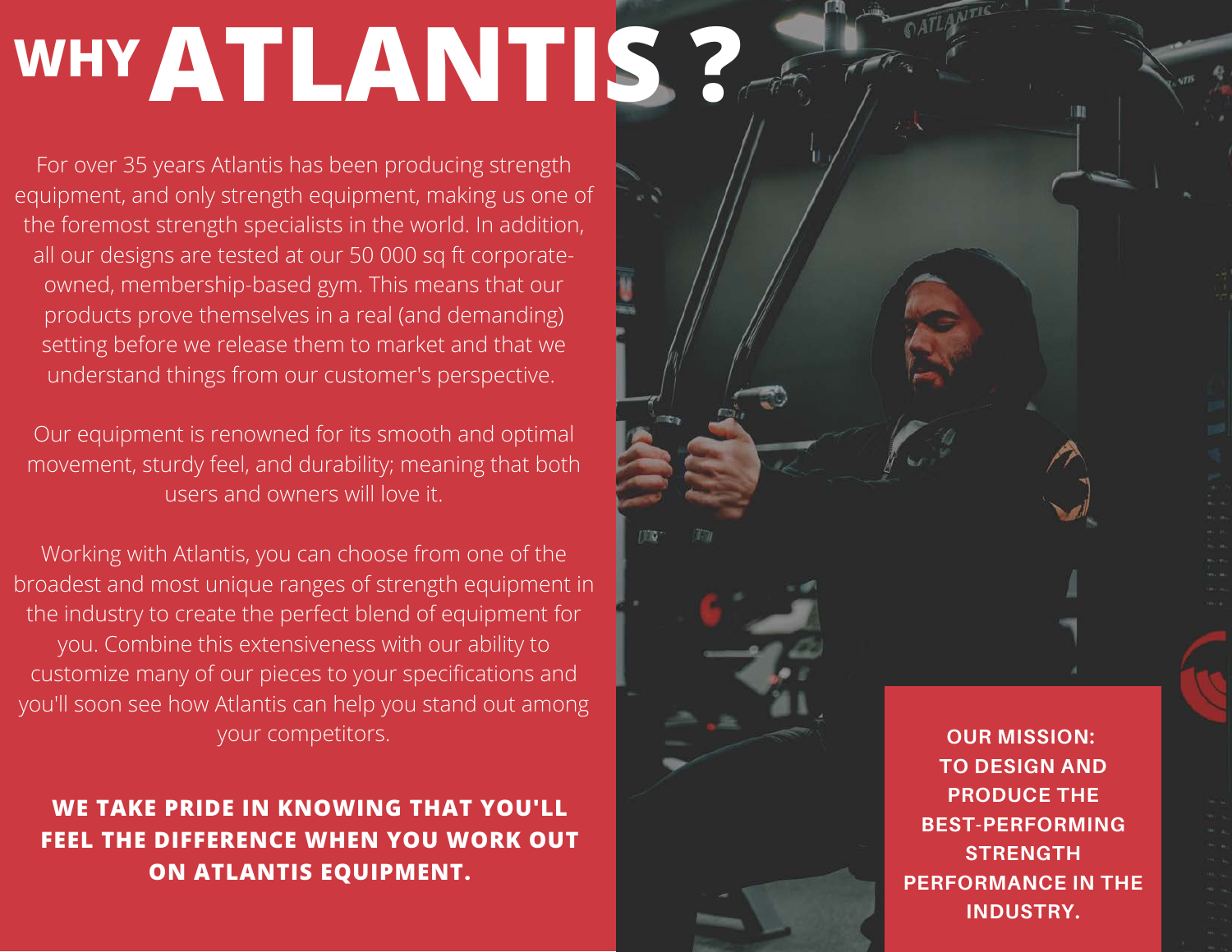# WHY ATLANTIS ?

For over 35 years Atlantis has been producing strength equipment, and only strength equipment, making us one of the foremost strength specialists in the world. In addition, all our designs are tested at our 50 000 sq ft corporate-owned, membership-based gym. This means that our products prove themselves in a real (and demanding) setting before we release them to market and that we understand things from our customer's perspective.

Our equipment is renowned for its smooth and optimal movement, sturdy feel, and durability; meaning that both users and owners will love it.

Working with Atlantis, you can choose from one of the broadest and most unique ranges of strength equipment in the industry to create the perfect blend of equipment for you. Combine this extensiveness with our ability to customize many of our pieces to your specifications and you'll soon see how Atlantis can help you stand out among your competitors.

**WE TAKE PRIDE IN KNOWING THAT YOU'LL FEEL THE DIFFERENCE WHEN YOU WORK OUT ON ATLANTIS EQUIPMENT.**

**OUR MISSION: TO DESIGN AND PRODUCE THE BEST-PERFORMING STRENGTH PERFORMANCE IN THE INDUSTRY.**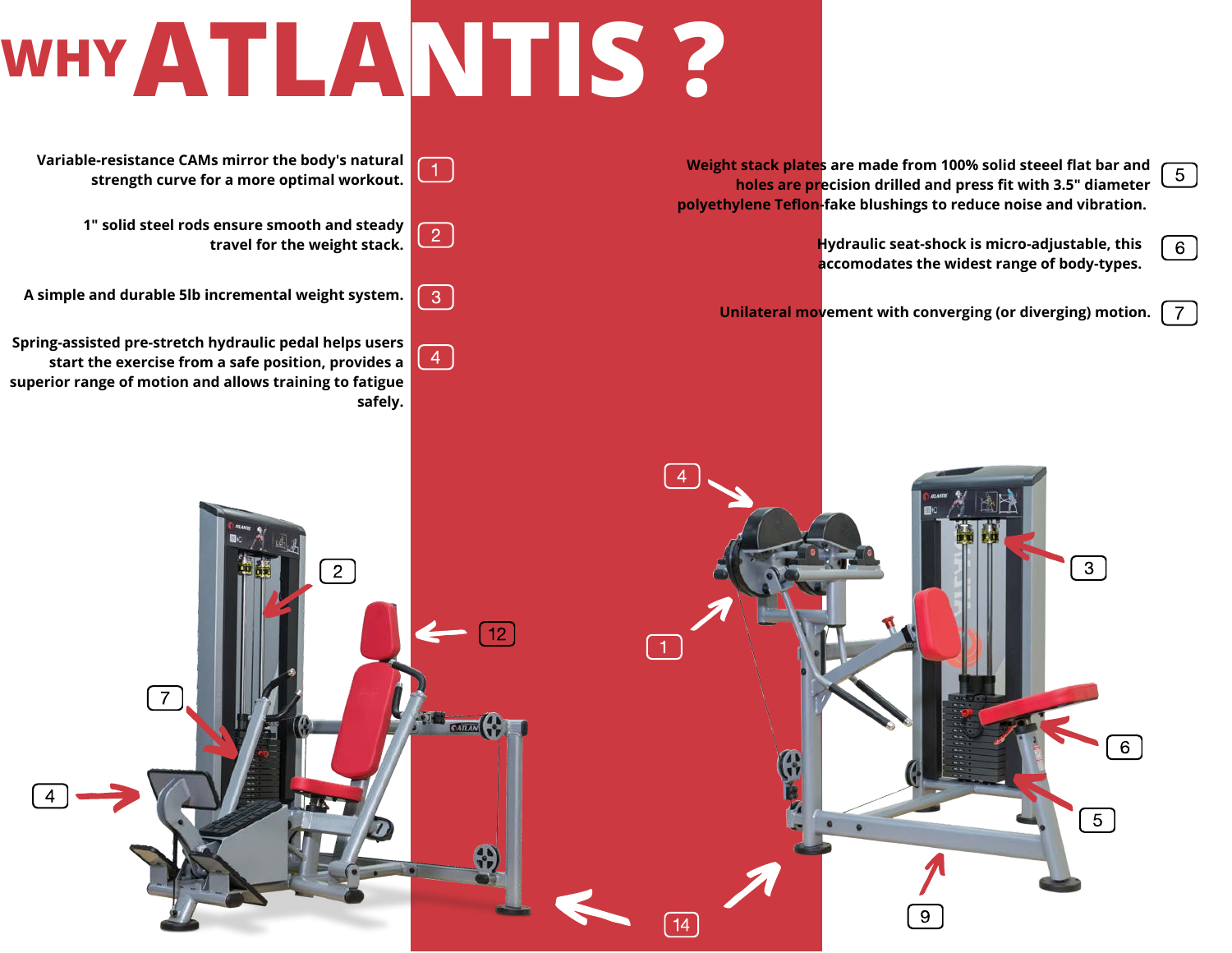# WHY ATLANTIS ?

1. Variable-resistance CAMs mirror the body's natural strength curve for a more optimal workout.

2. 1" solid steel rods ensure smooth and steady travel for the weight stack.

3. A simple and durable 5lb incremental weight system.

4. Spring-assisted pre-stretch hydraulic pedal helps users start the exercise from a safe position, provides a superior range of motion and allows training to fatigue safely.

5. Weight stack plates are made from 100% solid steeel flat bar and holes are precision drilled and press fit with 3.5" diameter polyethylene Teflon-fake blushings to reduce noise and vibration.

6. Hydraulic seat-shock is micro-adjustable, this accomodates the widest range of body-types.

7. Unilateral movement with converging (or diverging) motion.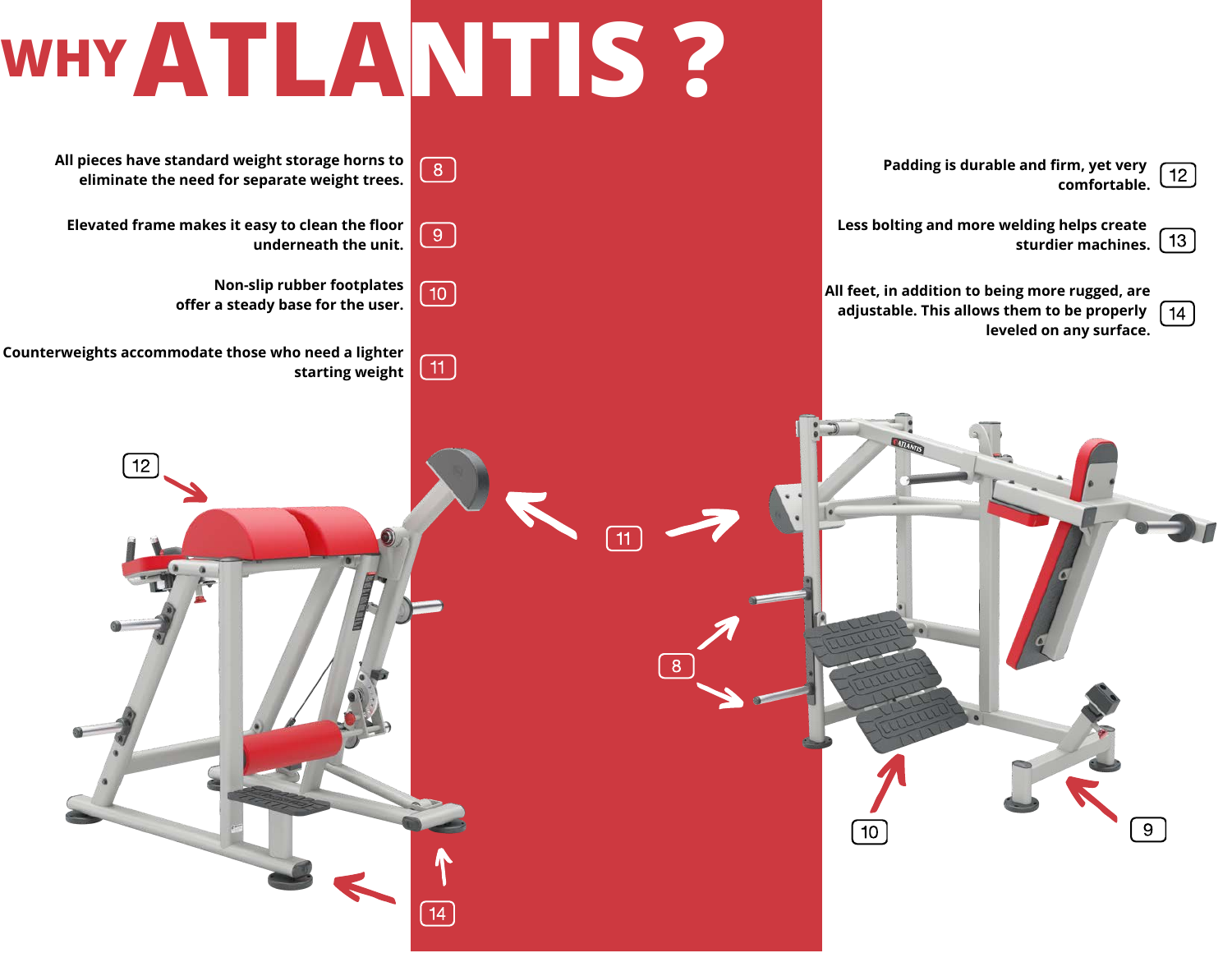# WHY ATLANTIS ?

8 — All pieces have standard weight storage horns to eliminate the need for separate weight trees.

9 — Elevated frame makes it easy to clean the floor underneath the unit.

10 — Non-slip rubber footplates offer a steady base for the user.

11 — Counterweights accommodate those who need a lighter starting weight

12 — Padding is durable and firm, yet very comfortable.

13 — Less bolting and more welding helps create sturdier machines.

14 — All feet, in addition to being more rugged, are adjustable. This allows them to be properly leveled on any surface.